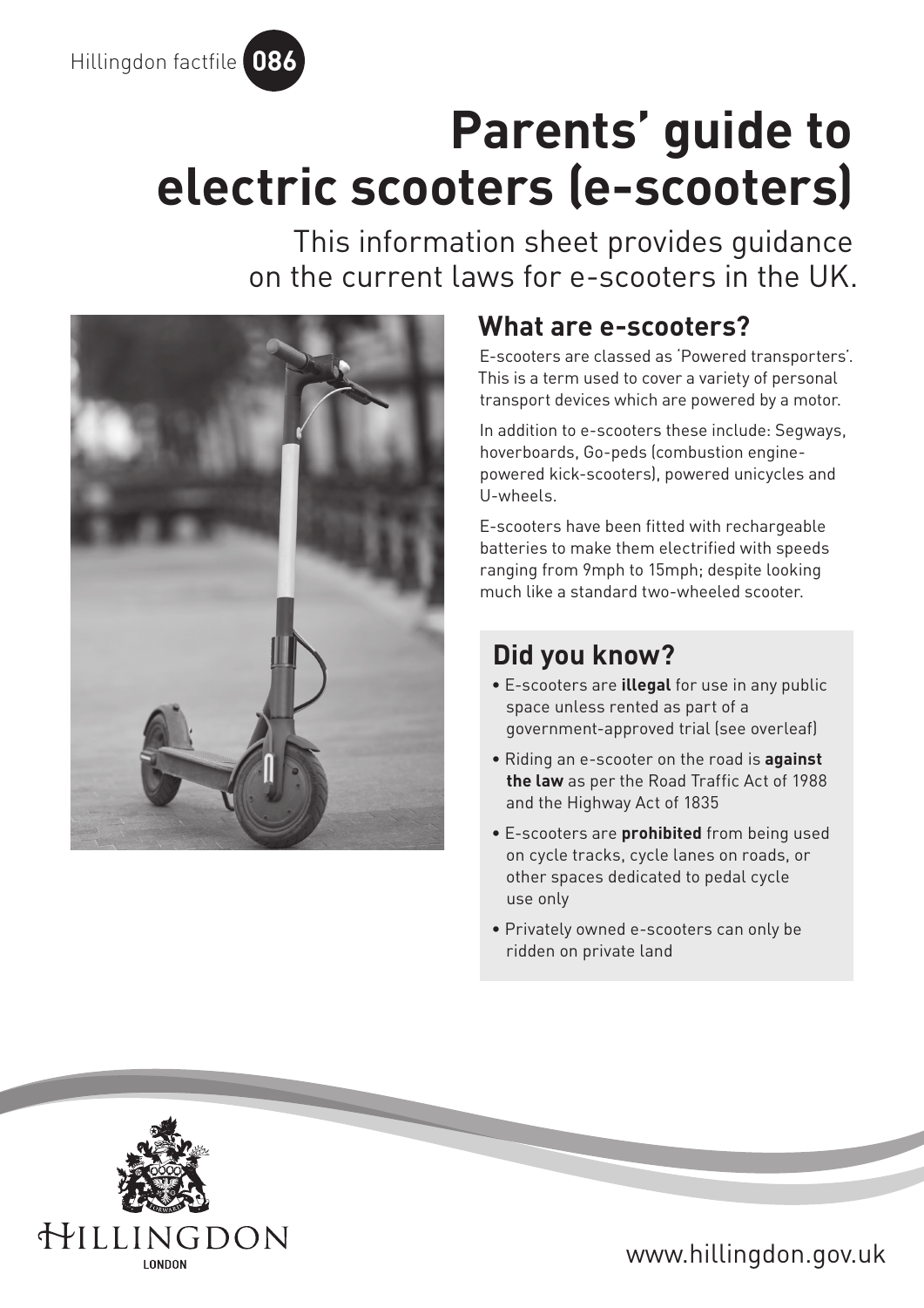Hillingdon factfile 086

# Parents' guide to electric scooters (e-scooters)

This information sheet provides guidance on the current laws for e-scooters in the UK.

## What are e-scooters?

E-scooters are classed as 'Powered transporters'. This is a term used to cover a variety of personal transport devices which are powered by a motor.

In addition to e-scooters these include: Segways, hoverboards, Go-peds (combustion engine-powered kick-scooters), powered unicycles and U-wheels.

E-scooters have been fitted with rechargeable batteries to make them electrified with speeds ranging from 9mph to 15mph; despite looking much like a standard two-wheeled scooter.

## Did you know?

- E-scooters are **illegal** for use in any public space unless rented as part of a government-approved trial (see overleaf)
- Riding an e-scooter on the road is **against the law** as per the Road Traffic Act of 1988 and the Highway Act of 1835
- E-scooters are **prohibited** from being used on cycle tracks, cycle lanes on roads, or other spaces dedicated to pedal cycle use only
- Privately owned e-scooters can only be ridden on private land

HILLINGDON LONDON

www.hillingdon.gov.uk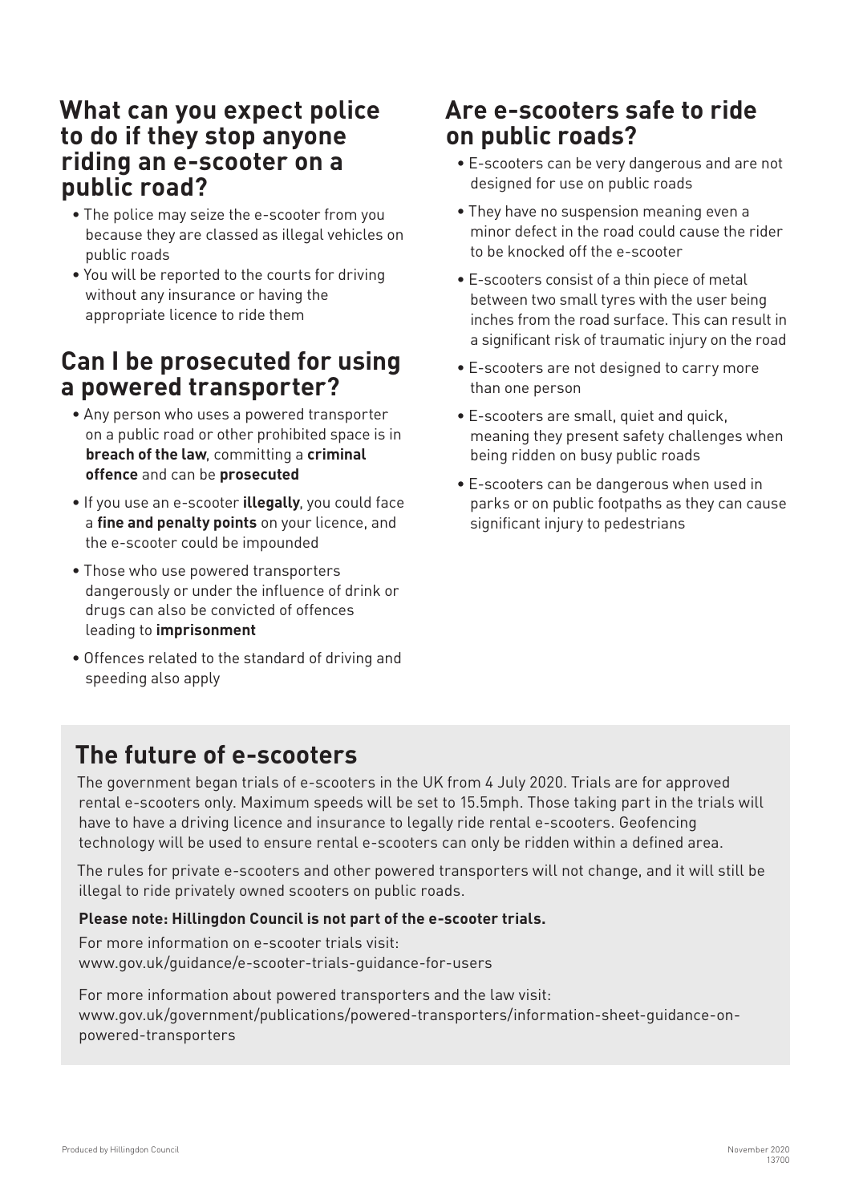## What can you expect police to do if they stop anyone riding an e-scooter on a public road?

- The police may seize the e-scooter from you because they are classed as illegal vehicles on public roads
- You will be reported to the courts for driving without any insurance or having the appropriate licence to ride them

## Can I be prosecuted for using a powered transporter?

- Any person who uses a powered transporter on a public road or other prohibited space is in **breach of the law**, committing a **criminal offence** and can be **prosecuted**
- If you use an e-scooter **illegally**, you could face a **fine and penalty points** on your licence, and the e-scooter could be impounded
- Those who use powered transporters dangerously or under the influence of drink or drugs can also be convicted of offences leading to **imprisonment**
- Offences related to the standard of driving and speeding also apply

## Are e-scooters safe to ride on public roads?

- E-scooters can be very dangerous and are not designed for use on public roads
- They have no suspension meaning even a minor defect in the road could cause the rider to be knocked off the e-scooter
- E-scooters consist of a thin piece of metal between two small tyres with the user being inches from the road surface. This can result in a significant risk of traumatic injury on the road
- E-scooters are not designed to carry more than one person
- E-scooters are small, quiet and quick, meaning they present safety challenges when being ridden on busy public roads
- E-scooters can be dangerous when used in parks or on public footpaths as they can cause significant injury to pedestrians

## The future of e-scooters

The government began trials of e-scooters in the UK from 4 July 2020. Trials are for approved rental e-scooters only. Maximum speeds will be set to 15.5mph. Those taking part in the trials will have to have a driving licence and insurance to legally ride rental e-scooters. Geofencing technology will be used to ensure rental e-scooters can only be ridden within a defined area.

The rules for private e-scooters and other powered transporters will not change, and it will still be illegal to ride privately owned scooters on public roads.

**Please note: Hillingdon Council is not part of the e-scooter trials.**

For more information on e-scooter trials visit:
www.gov.uk/guidance/e-scooter-trials-guidance-for-users

For more information about powered transporters and the law visit:
www.gov.uk/government/publications/powered-transporters/information-sheet-guidance-on-powered-transporters

Produced by Hillingdon Council

November 2020
13700